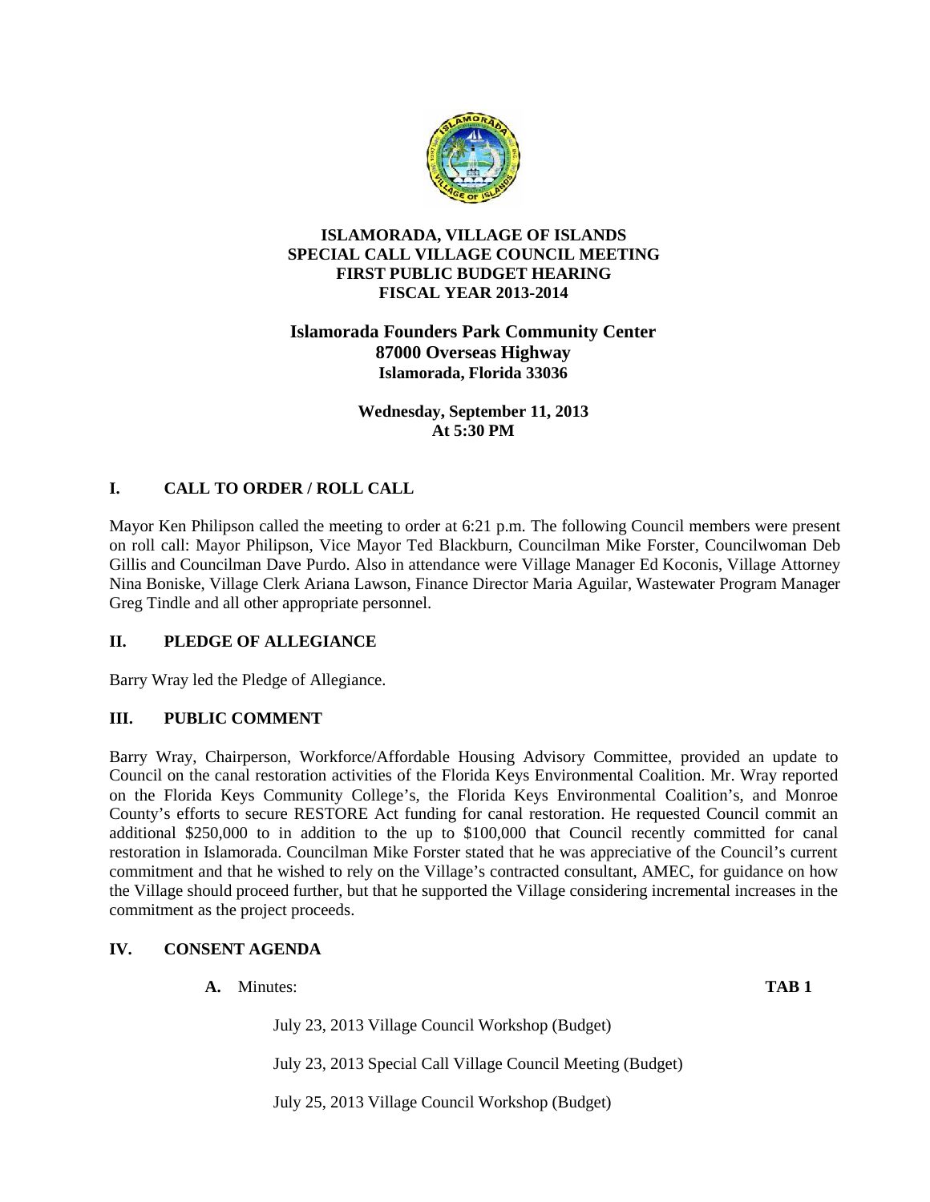**ISLAMORADA, VILLAGE OF ISLANDS**
**SPECIAL CALL VILLAGE COUNCIL MEETING**
**FIRST PUBLIC BUDGET HEARING**
**FISCAL YEAR 2013-2014**

**Islamorada Founders Park Community Center**
**87000 Overseas Highway**
**Islamorada, Florida 33036**

**Wednesday, September 11, 2013**
**At 5:30 PM**

## I. CALL TO ORDER / ROLL CALL

Mayor Ken Philipson called the meeting to order at 6:21 p.m. The following Council members were present on roll call: Mayor Philipson, Vice Mayor Ted Blackburn, Councilman Mike Forster, Councilwoman Deb Gillis and Councilman Dave Purdo. Also in attendance were Village Manager Ed Koconis, Village Attorney Nina Boniske, Village Clerk Ariana Lawson, Finance Director Maria Aguilar, Wastewater Program Manager Greg Tindle and all other appropriate personnel.

## II. PLEDGE OF ALLEGIANCE

Barry Wray led the Pledge of Allegiance.

## III. PUBLIC COMMENT

Barry Wray, Chairperson, Workforce/Affordable Housing Advisory Committee, provided an update to Council on the canal restoration activities of the Florida Keys Environmental Coalition. Mr. Wray reported on the Florida Keys Community College's, the Florida Keys Environmental Coalition's, and Monroe County's efforts to secure RESTORE Act funding for canal restoration. He requested Council commit an additional $250,000 to in addition to the up to $100,000 that Council recently committed for canal restoration in Islamorada. Councilman Mike Forster stated that he was appreciative of the Council's current commitment and that he wished to rely on the Village's contracted consultant, AMEC, for guidance on how the Village should proceed further, but that he supported the Village considering incremental increases in the commitment as the project proceeds.

## IV. CONSENT AGENDA

**A.** Minutes: **TAB 1**

July 23, 2013 Village Council Workshop (Budget)

July 23, 2013 Special Call Village Council Meeting (Budget)

July 25, 2013 Village Council Workshop (Budget)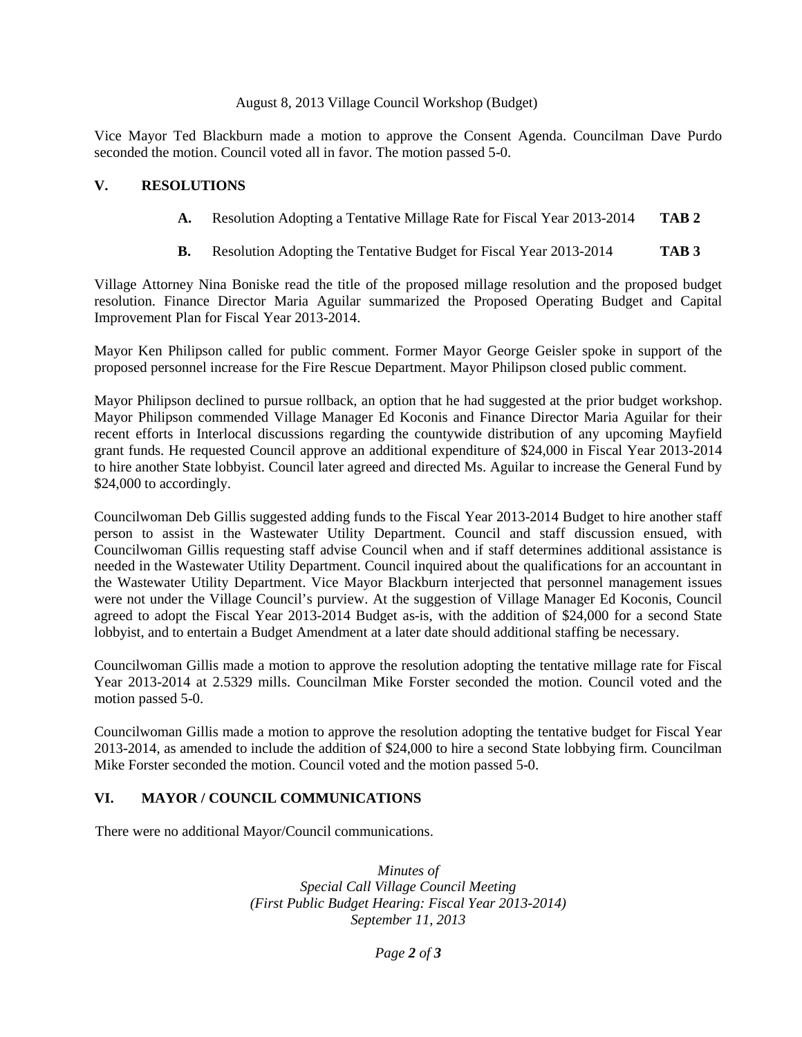August 8, 2013 Village Council Workshop (Budget)

Vice Mayor Ted Blackburn made a motion to approve the Consent Agenda. Councilman Dave Purdo seconded the motion. Council voted all in favor. The motion passed 5-0.

## V. RESOLUTIONS

**A.** Resolution Adopting a Tentative Millage Rate for Fiscal Year 2013-2014 **TAB 2**

**B.** Resolution Adopting the Tentative Budget for Fiscal Year 2013-2014 **TAB 3**

Village Attorney Nina Boniske read the title of the proposed millage resolution and the proposed budget resolution. Finance Director Maria Aguilar summarized the Proposed Operating Budget and Capital Improvement Plan for Fiscal Year 2013-2014.

Mayor Ken Philipson called for public comment. Former Mayor George Geisler spoke in support of the proposed personnel increase for the Fire Rescue Department. Mayor Philipson closed public comment.

Mayor Philipson declined to pursue rollback, an option that he had suggested at the prior budget workshop. Mayor Philipson commended Village Manager Ed Koconis and Finance Director Maria Aguilar for their recent efforts in Interlocal discussions regarding the countywide distribution of any upcoming Mayfield grant funds. He requested Council approve an additional expenditure of $24,000 in Fiscal Year 2013-2014 to hire another State lobbyist. Council later agreed and directed Ms. Aguilar to increase the General Fund by $24,000 to accordingly.

Councilwoman Deb Gillis suggested adding funds to the Fiscal Year 2013-2014 Budget to hire another staff person to assist in the Wastewater Utility Department. Council and staff discussion ensued, with Councilwoman Gillis requesting staff advise Council when and if staff determines additional assistance is needed in the Wastewater Utility Department. Council inquired about the qualifications for an accountant in the Wastewater Utility Department. Vice Mayor Blackburn interjected that personnel management issues were not under the Village Council's purview. At the suggestion of Village Manager Ed Koconis, Council agreed to adopt the Fiscal Year 2013-2014 Budget as-is, with the addition of $24,000 for a second State lobbyist, and to entertain a Budget Amendment at a later date should additional staffing be necessary.

Councilwoman Gillis made a motion to approve the resolution adopting the tentative millage rate for Fiscal Year 2013-2014 at 2.5329 mills. Councilman Mike Forster seconded the motion. Council voted and the motion passed 5-0.

Councilwoman Gillis made a motion to approve the resolution adopting the tentative budget for Fiscal Year 2013-2014, as amended to include the addition of $24,000 to hire a second State lobbying firm. Councilman Mike Forster seconded the motion. Council voted and the motion passed 5-0.

## VI. MAYOR / COUNCIL COMMUNICATIONS

There were no additional Mayor/Council communications.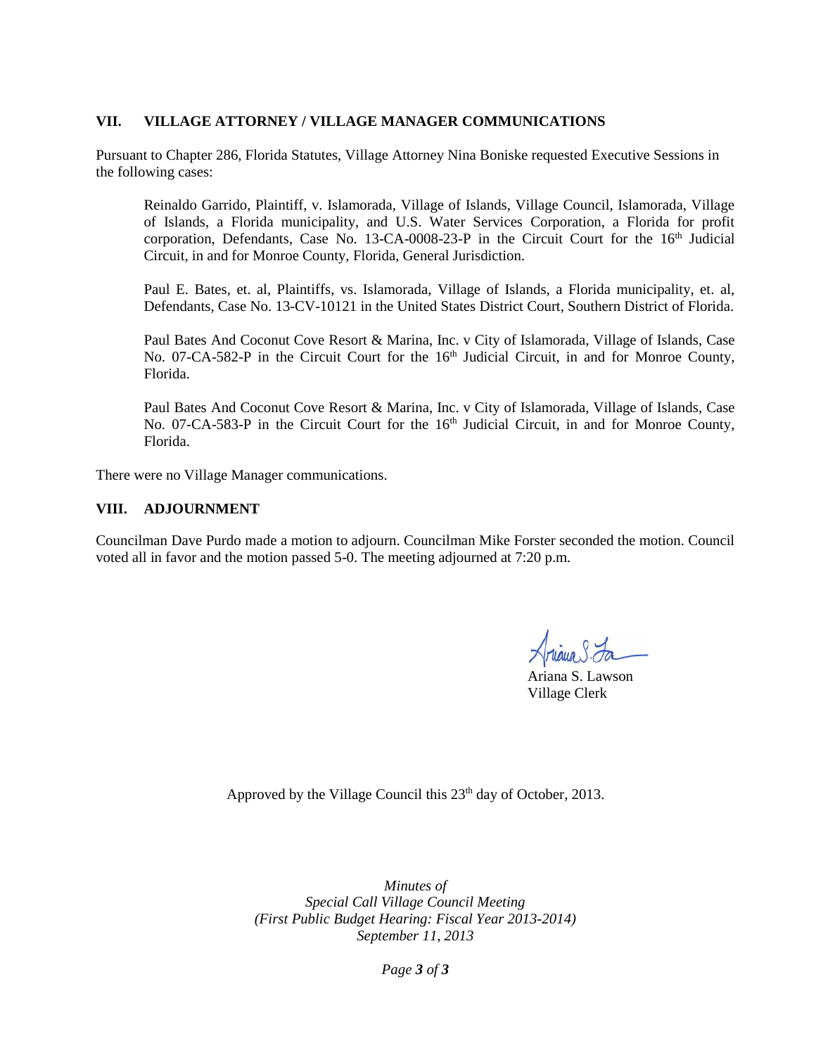## VII. VILLAGE ATTORNEY / VILLAGE MANAGER COMMUNICATIONS

Pursuant to Chapter 286, Florida Statutes, Village Attorney Nina Boniske requested Executive Sessions in the following cases:

> Reinaldo Garrido, Plaintiff, v. Islamorada, Village of Islands, Village Council, Islamorada, Village of Islands, a Florida municipality, and U.S. Water Services Corporation, a Florida for profit corporation, Defendants, Case No. 13-CA-0008-23-P in the Circuit Court for the 16th Judicial Circuit, in and for Monroe County, Florida, General Jurisdiction.
>
> Paul E. Bates, et. al, Plaintiffs, vs. Islamorada, Village of Islands, a Florida municipality, et. al, Defendants, Case No. 13-CV-10121 in the United States District Court, Southern District of Florida.
>
> Paul Bates And Coconut Cove Resort & Marina, Inc. v City of Islamorada, Village of Islands, Case No. 07-CA-582-P in the Circuit Court for the 16th Judicial Circuit, in and for Monroe County, Florida.
>
> Paul Bates And Coconut Cove Resort & Marina, Inc. v City of Islamorada, Village of Islands, Case No. 07-CA-583-P in the Circuit Court for the 16th Judicial Circuit, in and for Monroe County, Florida.

There were no Village Manager communications.

## VIII. ADJOURNMENT

Councilman Dave Purdo made a motion to adjourn. Councilman Mike Forster seconded the motion. Council voted all in favor and the motion passed 5-0. The meeting adjourned at 7:20 p.m.

Ariana S. Lawson
Village Clerk

Approved by the Village Council this 23th day of October, 2013.

*Minutes of*
*Special Call Village Council Meeting*
*(First Public Budget Hearing: Fiscal Year 2013-2014)*
*September 11, 2013*